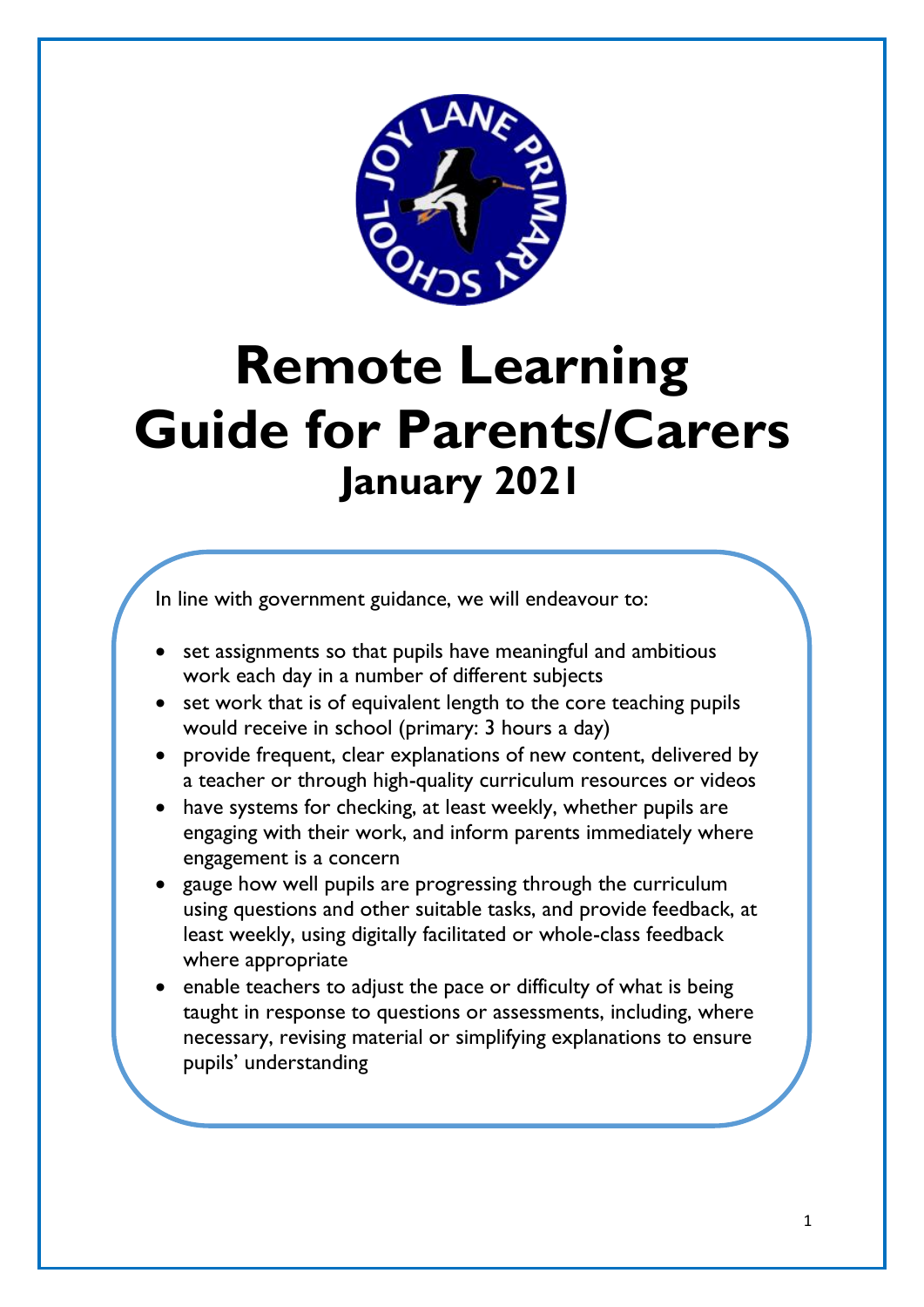# Remote Learning Guide for Parents/Carers

## January 2021

In line with government guidance, we will endeavour to:

- set assignments so that pupils have meaningful and ambitious work each day in a number of different subjects
- set work that is of equivalent length to the core teaching pupils would receive in school (primary: 3 hours a day)
- provide frequent, clear explanations of new content, delivered by a teacher or through high-quality curriculum resources or videos
- have systems for checking, at least weekly, whether pupils are engaging with their work, and inform parents immediately where engagement is a concern
- gauge how well pupils are progressing through the curriculum using questions and other suitable tasks, and provide feedback, at least weekly, using digitally facilitated or whole-class feedback where appropriate
- enable teachers to adjust the pace or difficulty of what is being taught in response to questions or assessments, including, where necessary, revising material or simplifying explanations to ensure pupils' understanding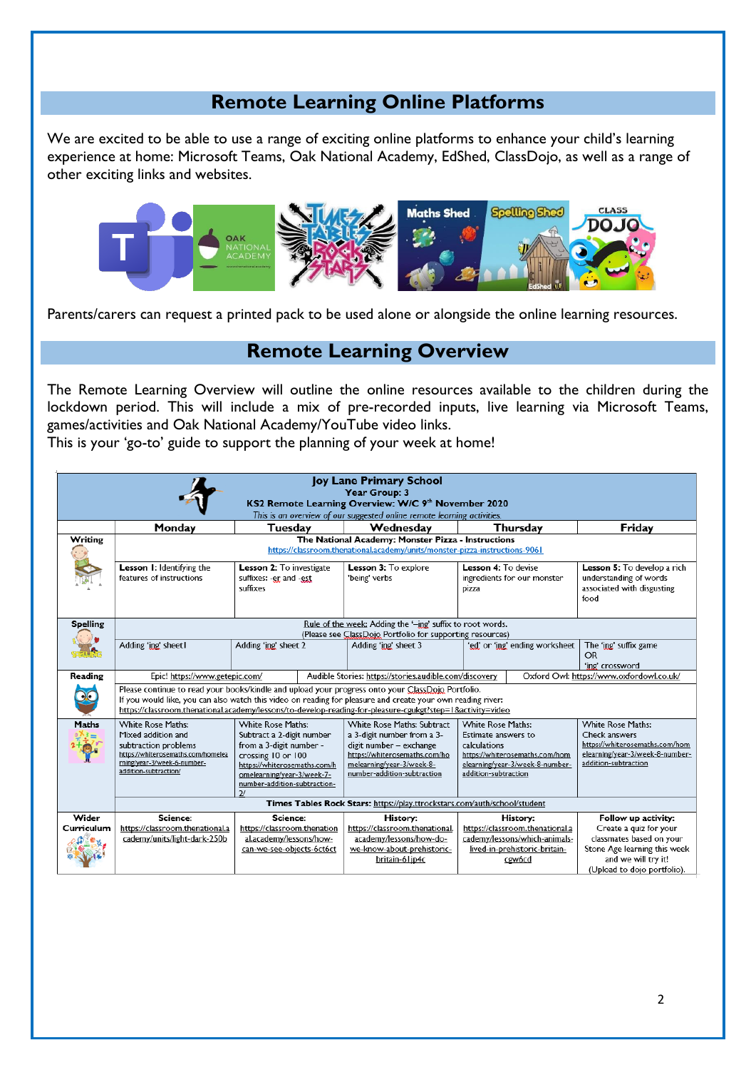## Remote Learning Online Platforms

We are excited to be able to use a range of exciting online platforms to enhance your child's learning experience at home: Microsoft Teams, Oak National Academy, EdShed, ClassDojo, as well as a range of other exciting links and websites.

Parents/carers can request a printed pack to be used alone or alongside the online learning resources.

## Remote Learning Overview

The Remote Learning Overview will outline the online resources available to the children during the lockdown period. This will include a mix of pre-recorded inputs, live learning via Microsoft Teams, games/activities and Oak National Academy/YouTube video links.

This is your 'go-to' guide to support the planning of your week at home!

**Joy Lane Primary School**
**Year Group: 3**
**KS2 Remote Learning Overview: W/C 9th November 2020**
*This is an overview of our suggested online remote learning activities.*

| | Monday | Tuesday | Wednesday | Thursday | Friday |
|---|---|---|---|---|---|
| **Writing** | **The National Academy: Monster Pizza - Instructions** https://classroom.thenational.academy/units/monster-pizza-instructions-9061 | | | | |
| | **Lesson 1:** Identifying the features of instructions | **Lesson 2:** To investigate suffixes: -er and -est suffixes | **Lesson 3:** To explore 'being' verbs | **Lesson 4:** To devise ingredients for our monster pizza | **Lesson 5:** To develop a rich understanding of words associated with disgusting food |
| **Spelling** | Rule of the week: Adding the '–ing' suffix to root words. (Please see ClassDojo Portfolio for supporting resources) | | | | |
| | Adding 'ing' sheet1 | Adding 'ing' sheet 2 | Adding 'ing' sheet 3 | 'ed' or 'ing' ending worksheet | The 'ing' suffix game OR 'ing' crossword |
| **Reading** | Epic! https://www.getepic.com/ | Audible Stories: https://stories.audible.com/discovery | | Oxford Owl: https://www.oxfordowl.co.uk/ | |
| | Please continue to read your books/kindle and upload your progress onto your ClassDojo Portfolio. If you would like, you can also watch this video on reading for pleasure and create your own reading river: https://classroom.thenational.academy/lessons/to-develop-reading-for-pleasure-cgukgt?step=1&activity=video | | | | |
| **Maths** | White Rose Maths: Mixed addition and subtraction problems https://whiterosemaths.com/homelearning/year-3/week-6-number-addition-subtraction/ | White Rose Maths: Subtract a 2-digit number from a 3-digit number - crossing 10 or 100 https://whiterosemaths.com/homelearning/year-3/week-7-number-addition-subtraction-2/ | White Rose Maths: Subtract a 3-digit number from a 3-digit number – exchange https://whiterosemaths.com/homelearning/year-3/week-8-number-addition-subtraction | White Rose Maths: Estimate answers to calculations https://whiterosemaths.com/homelearning/year-3/week-8-number-addition-subtraction | White Rose Maths: Check answers https://whiterosemaths.com/homelearning/year-3/week-8-number-addition-subtraction |
| | **Times Tables Rock Stars:** https://play.ttrockstars.com/auth/school/student | | | | |
| **Wider Curriculum** | **Science:** https://classroom.thenational.academy/units/light-dark-250b | **Science:** https://classroom.thenational.academy/lessons/how-can-we-see-objects-6ct6ct | **History:** https://classroom.thenational.academy/lessons/how-do-we-know-about-prehistoric-britain-61jp4c | **History:** https://classroom.thenational.academy/lessons/which-animals-lived-in-prehistoric-britain-cgw6cd | **Follow up activity:** Create a quiz for your classmates based on your Stone Age learning this week and we will try it! (Upload to dojo portfolio). |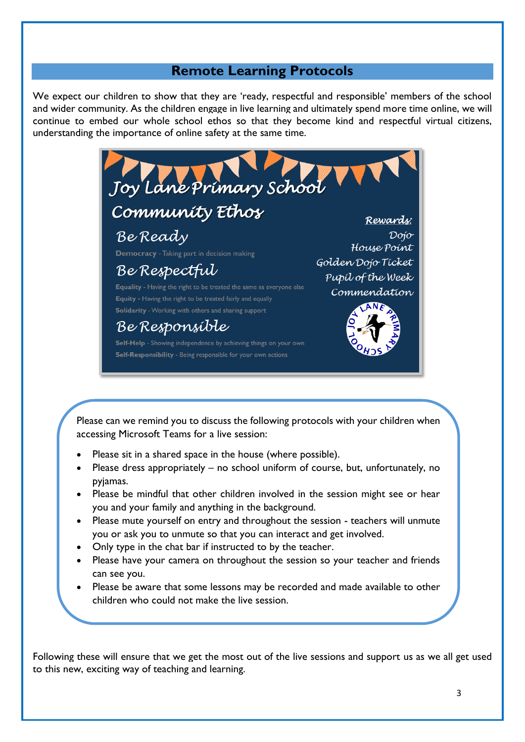## Remote Learning Protocols

We expect our children to show that they are 'ready, respectful and responsible' members of the school and wider community. As the children engage in live learning and ultimately spend more time online, we will continue to embed our whole school ethos so that they become kind and respectful virtual citizens, understanding the importance of online safety at the same time.

### Joy Lane Primary School Community Ethos

**Be Ready**

**Democracy** - Taking part in decision making

**Be Respectful**

**Equality** - Having the right to be treated the same as everyone else

**Equity** - Having the right to be treated fairly and equally

**Solidarity** - Working with others and sharing support

**Be Responsible**

**Self-Help** - Showing independence by achieving things on your own

**Self-Responsibility** - Being responsible for your own actions

**Rewards:**

Dojo

House Point

Golden Dojo Ticket

Pupil of the Week

Commendation

JOY LANE PRIMARY SCHOOL

Please can we remind you to discuss the following protocols with your children when accessing Microsoft Teams for a live session:

- Please sit in a shared space in the house (where possible).
- Please dress appropriately – no school uniform of course, but, unfortunately, no pyjamas.
- Please be mindful that other children involved in the session might see or hear you and your family and anything in the background.
- Please mute yourself on entry and throughout the session - teachers will unmute you or ask you to unmute so that you can interact and get involved.
- Only type in the chat bar if instructed to by the teacher.
- Please have your camera on throughout the session so your teacher and friends can see you.
- Please be aware that some lessons may be recorded and made available to other children who could not make the live session.

Following these will ensure that we get the most out of the live sessions and support us as we all get used to this new, exciting way of teaching and learning.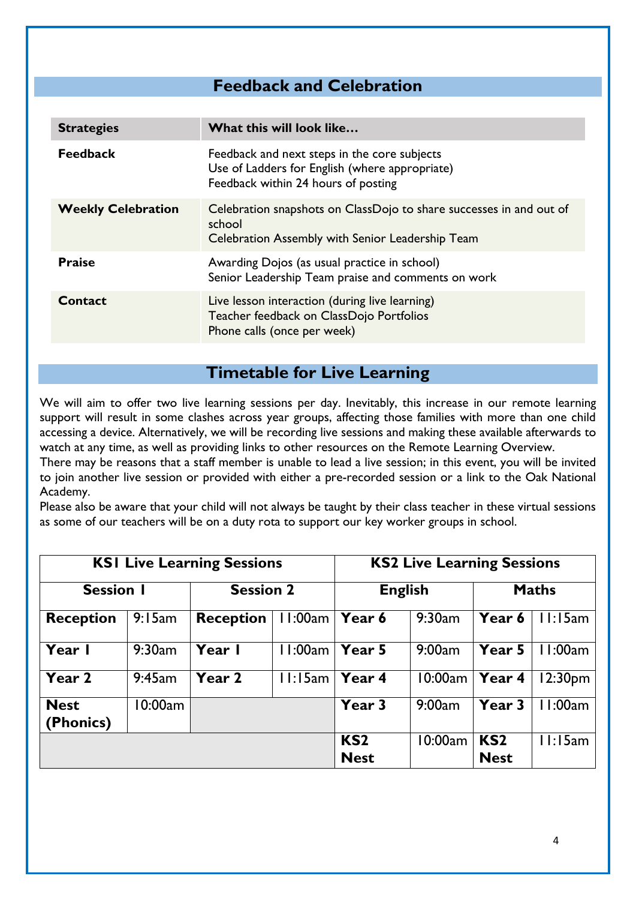## Feedback and Celebration

| Strategies | What this will look like… |
|---|---|
| **Feedback** | Feedback and next steps in the core subjects<br>Use of Ladders for English (where appropriate)<br>Feedback within 24 hours of posting |
| **Weekly Celebration** | Celebration snapshots on ClassDojo to share successes in and out of school<br>Celebration Assembly with Senior Leadership Team |
| **Praise** | Awarding Dojos (as usual practice in school)<br>Senior Leadership Team praise and comments on work |
| **Contact** | Live lesson interaction (during live learning)<br>Teacher feedback on ClassDojo Portfolios<br>Phone calls (once per week) |

## Timetable for Live Learning

We will aim to offer two live learning sessions per day. Inevitably, this increase in our remote learning support will result in some clashes across year groups, affecting those families with more than one child accessing a device. Alternatively, we will be recording live sessions and making these available afterwards to watch at any time, as well as providing links to other resources on the Remote Learning Overview.
There may be reasons that a staff member is unable to lead a live session; in this event, you will be invited to join another live session or provided with either a pre-recorded session or a link to the Oak National Academy.
Please also be aware that your child will not always be taught by their class teacher in these virtual sessions as some of our teachers will be on a duty rota to support our key worker groups in school.

| **KS1 Live Learning Sessions** | | | | **KS2 Live Learning Sessions** | | | |
|---|---|---|---|---|---|---|---|
| **Session 1** | | **Session 2** | | **English** | | **Maths** | |
| **Reception** | 9:15am | **Reception** | 11:00am | **Year 6** | 9:30am | **Year 6** | 11:15am |
| **Year 1** | 9:30am | **Year 1** | 11:00am | **Year 5** | 9:00am | **Year 5** | 11:00am |
| **Year 2** | 9:45am | **Year 2** | 11:15am | **Year 4** | 10:00am | **Year 4** | 12:30pm |
| **Nest (Phonics)** | 10:00am | | | **Year 3** | 9:00am | **Year 3** | 11:00am |
| | | | | **KS2 Nest** | 10:00am | **KS2 Nest** | 11:15am |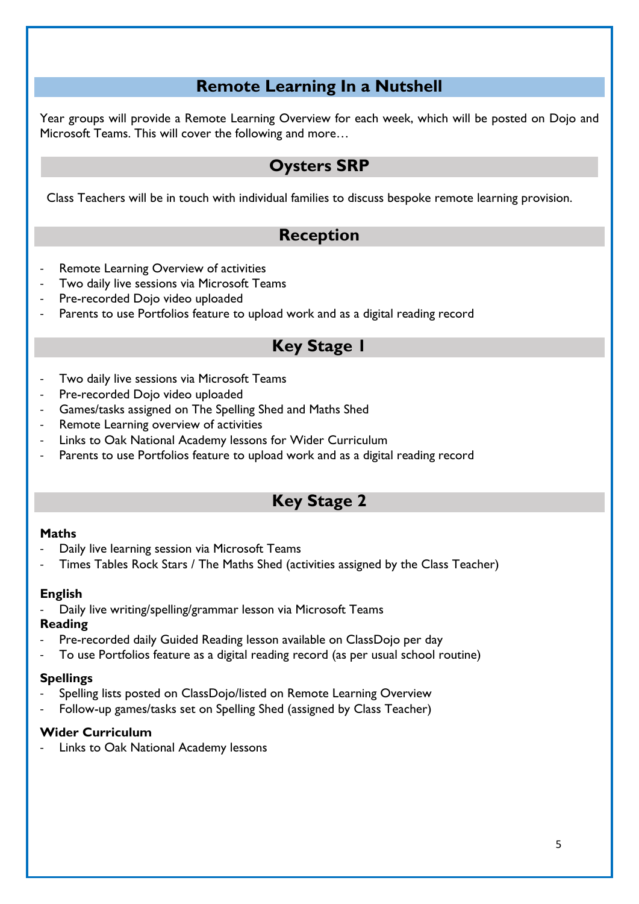## Remote Learning In a Nutshell

Year groups will provide a Remote Learning Overview for each week, which will be posted on Dojo and Microsoft Teams. This will cover the following and more…

## Oysters SRP

Class Teachers will be in touch with individual families to discuss bespoke remote learning provision.

## Reception

- Remote Learning Overview of activities
- Two daily live sessions via Microsoft Teams
- Pre-recorded Dojo video uploaded
- Parents to use Portfolios feature to upload work and as a digital reading record

## Key Stage 1

- Two daily live sessions via Microsoft Teams
- Pre-recorded Dojo video uploaded
- Games/tasks assigned on The Spelling Shed and Maths Shed
- Remote Learning overview of activities
- Links to Oak National Academy lessons for Wider Curriculum
- Parents to use Portfolios feature to upload work and as a digital reading record

## Key Stage 2

**Maths**
- Daily live learning session via Microsoft Teams
- Times Tables Rock Stars / The Maths Shed (activities assigned by the Class Teacher)

**English**
- Daily live writing/spelling/grammar lesson via Microsoft Teams

**Reading**
- Pre-recorded daily Guided Reading lesson available on ClassDojo per day
- To use Portfolios feature as a digital reading record (as per usual school routine)

**Spellings**
- Spelling lists posted on ClassDojo/listed on Remote Learning Overview
- Follow-up games/tasks set on Spelling Shed (assigned by Class Teacher)

**Wider Curriculum**
- Links to Oak National Academy lessons